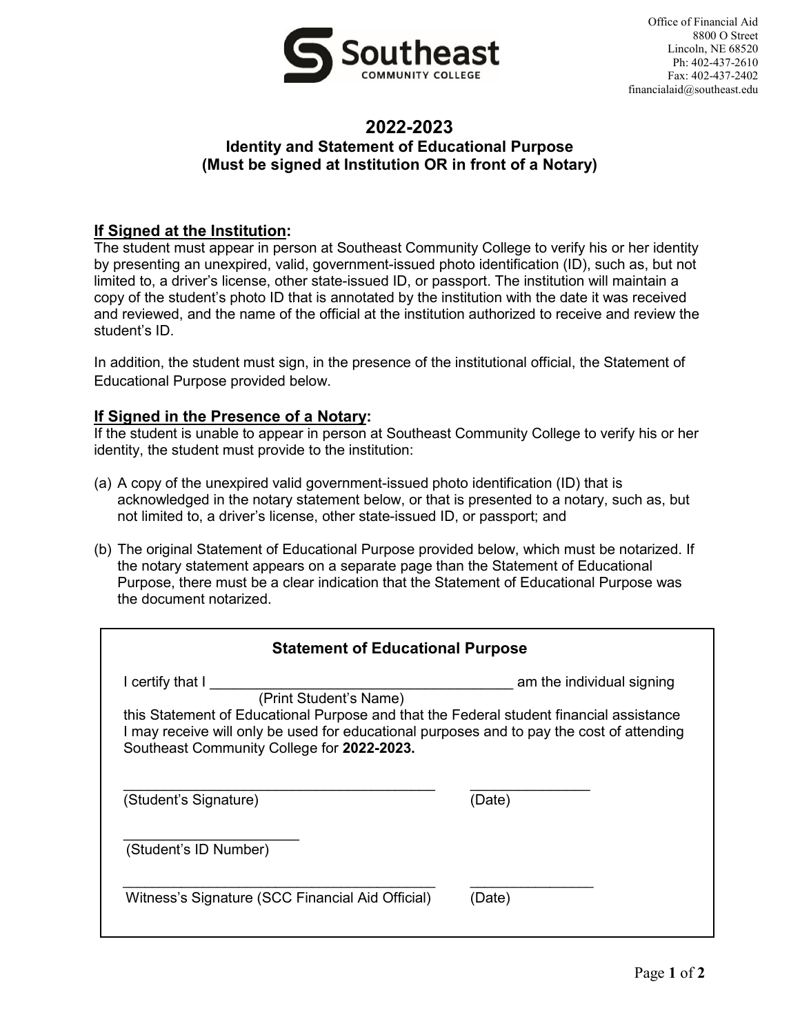Southeast Community College

Office of Financial Aid
8800 O Street
Lincoln, NE 68520
Ph: 402-437-2610
Fax: 402-437-2402
financialaid@southeast.edu

# 2022-2023

## Identity and Statement of Educational Purpose
## (Must be signed at Institution OR in front of a Notary)

### If Signed at the Institution:

The student must appear in person at Southeast Community College to verify his or her identity by presenting an unexpired, valid, government-issued photo identification (ID), such as, but not limited to, a driver's license, other state-issued ID, or passport. The institution will maintain a copy of the student's photo ID that is annotated by the institution with the date it was received and reviewed, and the name of the official at the institution authorized to receive and review the student's ID.

In addition, the student must sign, in the presence of the institutional official, the Statement of Educational Purpose provided below.

### If Signed in the Presence of a Notary:

If the student is unable to appear in person at Southeast Community College to verify his or her identity, the student must provide to the institution:

(a) A copy of the unexpired valid government-issued photo identification (ID) that is acknowledged in the notary statement below, or that is presented to a notary, such as, but not limited to, a driver's license, other state-issued ID, or passport; and

(b) The original Statement of Educational Purpose provided below, which must be notarized. If the notary statement appears on a separate page than the Statement of Educational Purpose, there must be a clear indication that the Statement of Educational Purpose was the document notarized.

---

**Statement of Educational Purpose**

I certify that I ________________________________________ am the individual signing
(Print Student's Name)
this Statement of Educational Purpose and that the Federal student financial assistance I may receive will only be used for educational purposes and to pay the cost of attending Southeast Community College for **2022-2023.**

________________________________________ ________________
(Student's Signature) (Date)

________________________
(Student's ID Number)

________________________________________ ________________
Witness's Signature (SCC Financial Aid Official) (Date)

---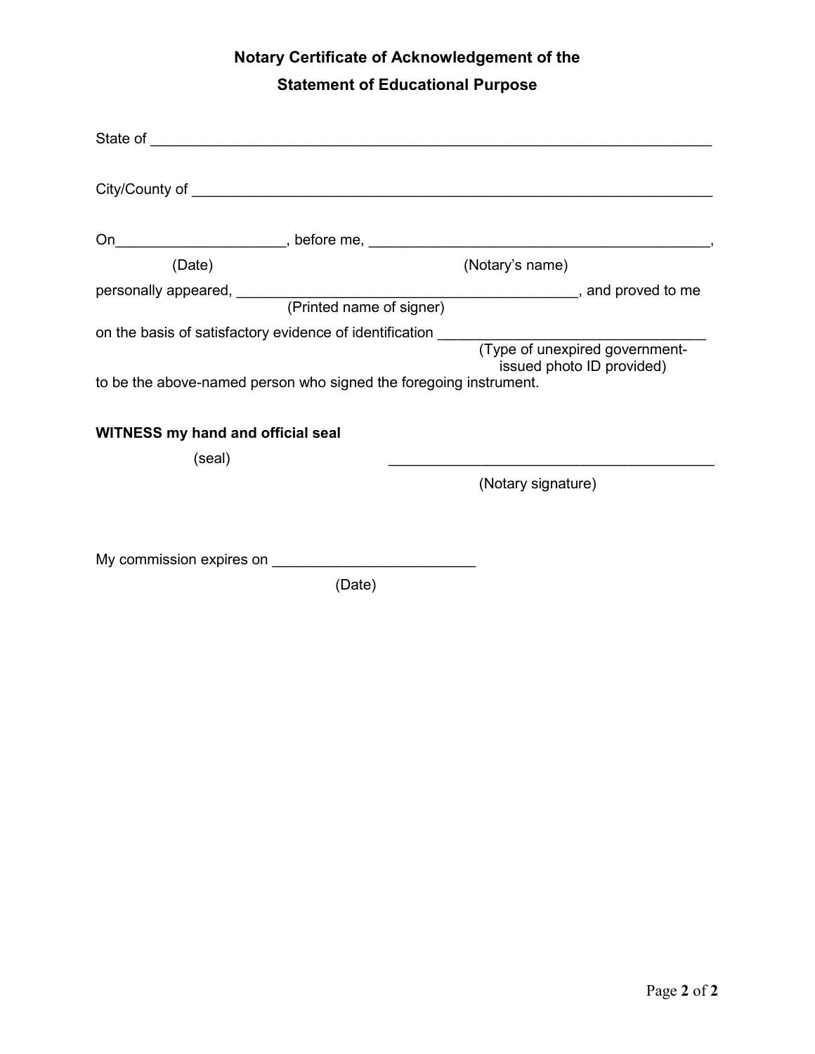**Notary Certificate of Acknowledgement of the**

**Statement of Educational Purpose**

State of \_\_\_\_\_\_\_\_\_\_\_\_\_\_\_\_\_\_\_\_\_\_\_\_\_\_\_\_\_\_\_\_\_\_\_\_\_\_\_\_\_\_\_\_\_\_\_\_\_\_\_\_\_\_\_\_\_\_\_\_\_\_\_\_

City/County of \_\_\_\_\_\_\_\_\_\_\_\_\_\_\_\_\_\_\_\_\_\_\_\_\_\_\_\_\_\_\_\_\_\_\_\_\_\_\_\_\_\_\_\_\_\_\_\_\_\_\_\_\_\_\_\_\_\_\_\_

On\_\_\_\_\_\_\_\_\_\_\_\_\_\_\_\_\_\_\_\_, before me, \_\_\_\_\_\_\_\_\_\_\_\_\_\_\_\_\_\_\_\_\_\_\_\_\_\_\_\_\_\_\_\_\_\_\_\_\_\_\_\_\_,
(Date) (Notary's name)

personally appeared, \_\_\_\_\_\_\_\_\_\_\_\_\_\_\_\_\_\_\_\_\_\_\_\_\_\_\_\_\_\_\_\_\_\_\_\_\_\_\_\_\_, and proved to me
(Printed name of signer)

on the basis of satisfactory evidence of identification \_\_\_\_\_\_\_\_\_\_\_\_\_\_\_\_\_\_\_\_\_\_\_\_\_\_\_\_\_\_\_\_
(Type of unexpired government-issued photo ID provided)

to be the above-named person who signed the foregoing instrument.

**WITNESS my hand and official seal**

(seal) \_\_\_\_\_\_\_\_\_\_\_\_\_\_\_\_\_\_\_\_\_\_\_\_\_\_\_\_\_\_\_\_\_\_\_\_\_\_\_\_
(Notary signature)

My commission expires on \_\_\_\_\_\_\_\_\_\_\_\_\_\_\_\_\_\_\_\_\_\_\_\_\_
(Date)